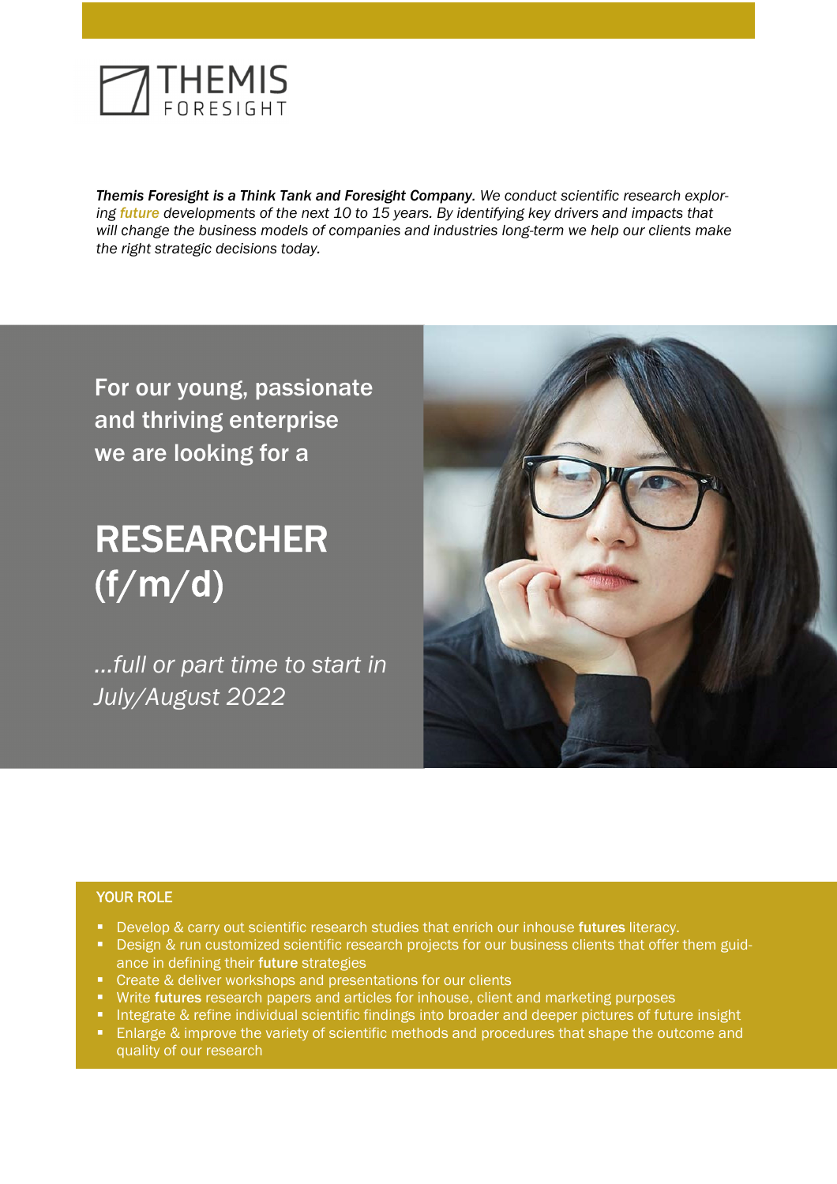# THEMIS FORESIGHT

***Themis Foresight is a Think Tank and Foresight Company**. We conduct scientific research exploring future developments of the next 10 to 15 years. By identifying key drivers and impacts that will change the business models of companies and industries long-term we help our clients make the right strategic decisions today.*

For our young, passionate and thriving enterprise we are looking for a

# RESEARCHER (f/m/d)

*...full or part time to start in July/August 2022*

## YOUR ROLE

- Develop & carry out scientific research studies that enrich our inhouse **futures** literacy.
- Design & run customized scientific research projects for our business clients that offer them guidance in defining their **future** strategies
- Create & deliver workshops and presentations for our clients
- Write **futures** research papers and articles for inhouse, client and marketing purposes
- Integrate & refine individual scientific findings into broader and deeper pictures of future insight
- Enlarge & improve the variety of scientific methods and procedures that shape the outcome and quality of our research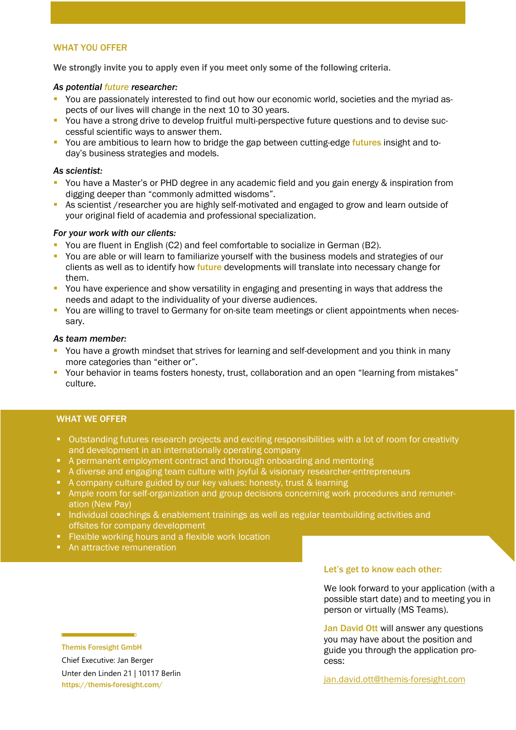## WHAT YOU OFFER

**We strongly invite you to apply even if you meet only some of the following criteria.**

***As potential future researcher:***

- You are passionately interested to find out how our economic world, societies and the myriad aspects of our lives will change in the next 10 to 30 years.
- You have a strong drive to develop fruitful multi-perspective future questions and to devise successful scientific ways to answer them.
- You are ambitious to learn how to bridge the gap between cutting-edge futures insight and today's business strategies and models.

***As scientist:***

- You have a Master's or PHD degree in any academic field and you gain energy & inspiration from digging deeper than "commonly admitted wisdoms".
- As scientist /researcher you are highly self-motivated and engaged to grow and learn outside of your original field of academia and professional specialization.

***For your work with our clients:***

- You are fluent in English (C2) and feel comfortable to socialize in German (B2).
- You are able or will learn to familiarize yourself with the business models and strategies of our clients as well as to identify how future developments will translate into necessary change for them.
- You have experience and show versatility in engaging and presenting in ways that address the needs and adapt to the individuality of your diverse audiences.
- You are willing to travel to Germany for on-site team meetings or client appointments when necessary.

***As team member:***

- You have a growth mindset that strives for learning and self-development and you think in many more categories than "either or".
- Your behavior in teams fosters honesty, trust, collaboration and an open "learning from mistakes" culture.

## WHAT WE OFFER

- Outstanding futures research projects and exciting responsibilities with a lot of room for creativity and development in an internationally operating company
- A permanent employment contract and thorough onboarding and mentoring
- A diverse and engaging team culture with joyful & visionary researcher-entrepreneurs
- A company culture guided by our key values: honesty, trust & learning
- Ample room for self-organization and group decisions concerning work procedures and remuneration (New Pay)
- Individual coachings & enablement trainings as well as regular teambuilding activities and offsites for company development
- Flexible working hours and a flexible work location
- An attractive remuneration

### Let's get to know each other:

We look forward to your application (with a possible start date) and to meeting you in person or virtually (MS Teams).

**Jan David Ott** will answer any questions you may have about the position and guide you through the application process:

jan.david.ott@themis-foresight.com

**Themis Foresight GmbH**
Chief Executive: Jan Berger
Unter den Linden 21 | 10117 Berlin
https://themis-foresight.com/